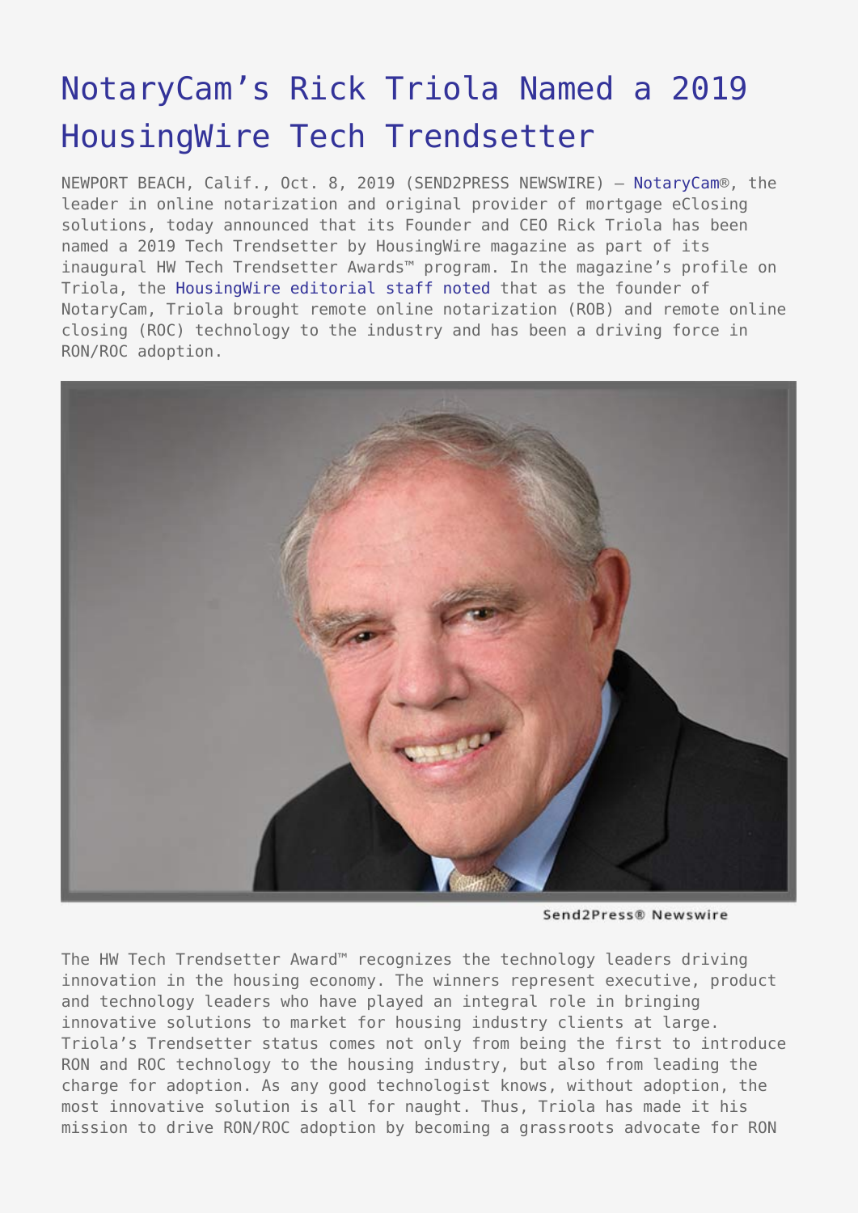# NotaryCam's Rick Triola Named a 2019 HousingWire Tech Trendsetter

NEWPORT BEACH, Calif., Oct. 8, 2019 (SEND2PRESS NEWSWIRE) — NotaryCam®, the leader in online notarization and original provider of mortgage eClosing solutions, today announced that its Founder and CEO Rick Triola has been named a 2019 Tech Trendsetter by HousingWire magazine as part of its inaugural HW Tech Trendsetter Awards™ program. In the magazine's profile on Triola, the HousingWire editorial staff noted that as the founder of NotaryCam, Triola brought remote online notarization (ROB) and remote online closing (ROC) technology to the industry and has been a driving force in RON/ROC adoption.

Send2Press® Newswire

The HW Tech Trendsetter Award™ recognizes the technology leaders driving innovation in the housing economy. The winners represent executive, product and technology leaders who have played an integral role in bringing innovative solutions to market for housing industry clients at large. Triola's Trendsetter status comes not only from being the first to introduce RON and ROC technology to the housing industry, but also from leading the charge for adoption. As any good technologist knows, without adoption, the most innovative solution is all for naught. Thus, Triola has made it his mission to drive RON/ROC adoption by becoming a grassroots advocate for RON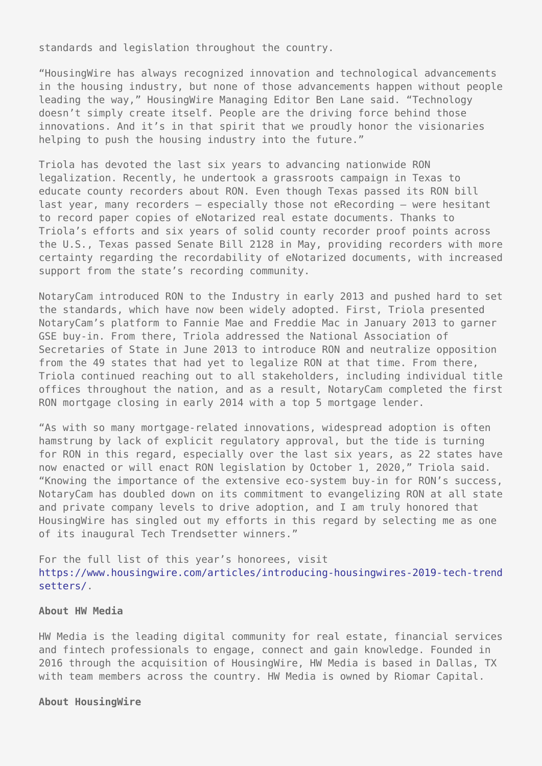standards and legislation throughout the country.

"HousingWire has always recognized innovation and technological advancements in the housing industry, but none of those advancements happen without people leading the way," HousingWire Managing Editor Ben Lane said. "Technology doesn't simply create itself. People are the driving force behind those innovations. And it's in that spirit that we proudly honor the visionaries helping to push the housing industry into the future."

Triola has devoted the last six years to advancing nationwide RON legalization. Recently, he undertook a grassroots campaign in Texas to educate county recorders about RON. Even though Texas passed its RON bill last year, many recorders – especially those not eRecording – were hesitant to record paper copies of eNotarized real estate documents. Thanks to Triola's efforts and six years of solid county recorder proof points across the U.S., Texas passed Senate Bill 2128 in May, providing recorders with more certainty regarding the recordability of eNotarized documents, with increased support from the state's recording community.

NotaryCam introduced RON to the Industry in early 2013 and pushed hard to set the standards, which have now been widely adopted. First, Triola presented NotaryCam's platform to Fannie Mae and Freddie Mac in January 2013 to garner GSE buy-in. From there, Triola addressed the National Association of Secretaries of State in June 2013 to introduce RON and neutralize opposition from the 49 states that had yet to legalize RON at that time. From there, Triola continued reaching out to all stakeholders, including individual title offices throughout the nation, and as a result, NotaryCam completed the first RON mortgage closing in early 2014 with a top 5 mortgage lender.

"As with so many mortgage-related innovations, widespread adoption is often hamstrung by lack of explicit regulatory approval, but the tide is turning for RON in this regard, especially over the last six years, as 22 states have now enacted or will enact RON legislation by October 1, 2020," Triola said. "Knowing the importance of the extensive eco-system buy-in for RON's success, NotaryCam has doubled down on its commitment to evangelizing RON at all state and private company levels to drive adoption, and I am truly honored that HousingWire has singled out my efforts in this regard by selecting me as one of its inaugural Tech Trendsetter winners."

For the full list of this year's honorees, visit https://www.housingwire.com/articles/introducing-housingwires-2019-tech-trendsetters/.

**About HW Media**

HW Media is the leading digital community for real estate, financial services and fintech professionals to engage, connect and gain knowledge. Founded in 2016 through the acquisition of HousingWire, HW Media is based in Dallas, TX with team members across the country. HW Media is owned by Riomar Capital.

**About HousingWire**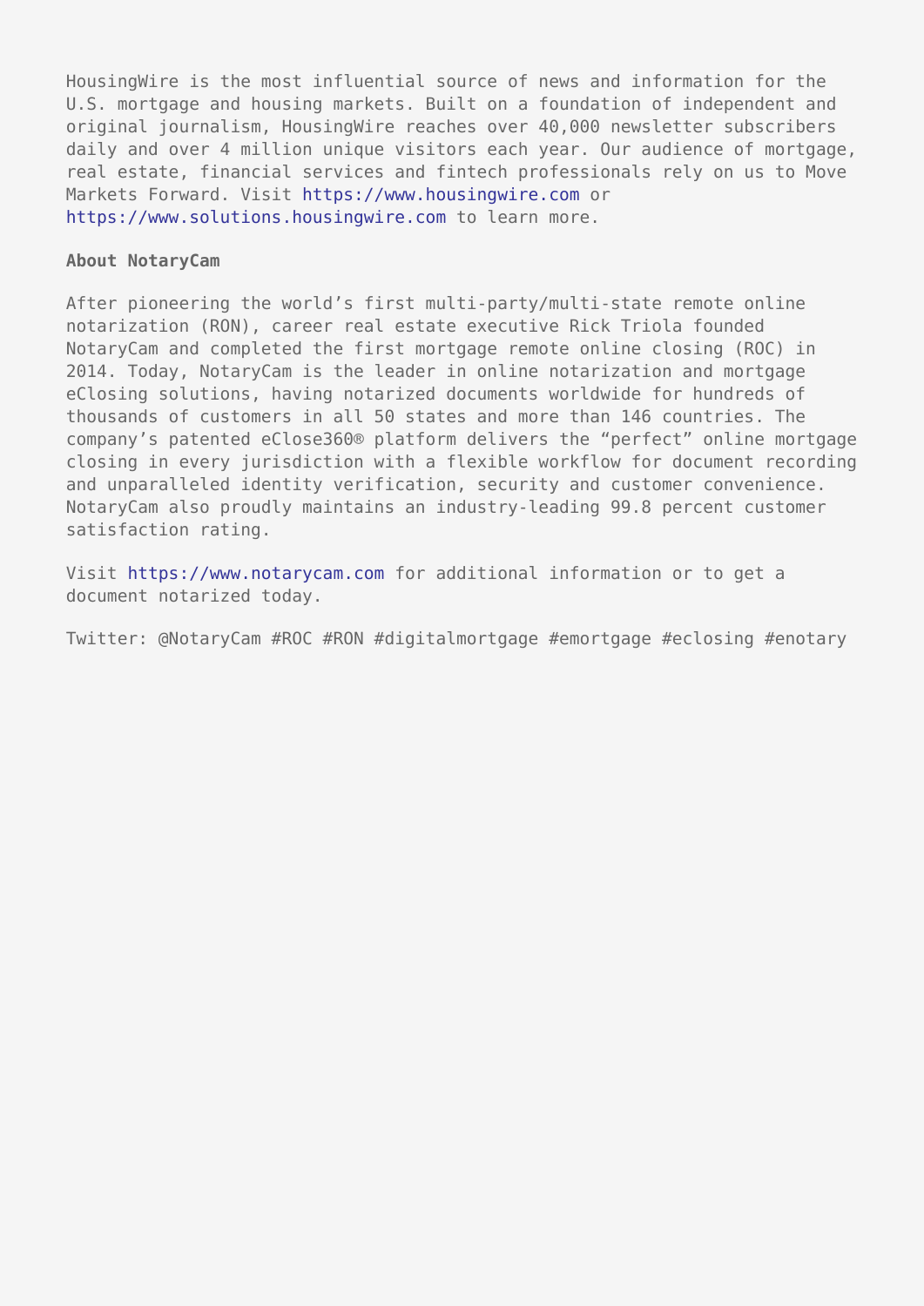HousingWire is the most influential source of news and information for the U.S. mortgage and housing markets. Built on a foundation of independent and original journalism, HousingWire reaches over 40,000 newsletter subscribers daily and over 4 million unique visitors each year. Our audience of mortgage, real estate, financial services and fintech professionals rely on us to Move Markets Forward. Visit https://www.housingwire.com or https://www.solutions.housingwire.com to learn more.

**About NotaryCam**

After pioneering the world's first multi-party/multi-state remote online notarization (RON), career real estate executive Rick Triola founded NotaryCam and completed the first mortgage remote online closing (ROC) in 2014. Today, NotaryCam is the leader in online notarization and mortgage eClosing solutions, having notarized documents worldwide for hundreds of thousands of customers in all 50 states and more than 146 countries. The company's patented eClose360® platform delivers the "perfect" online mortgage closing in every jurisdiction with a flexible workflow for document recording and unparalleled identity verification, security and customer convenience. NotaryCam also proudly maintains an industry-leading 99.8 percent customer satisfaction rating.

Visit https://www.notarycam.com for additional information or to get a document notarized today.

Twitter: @NotaryCam #ROC #RON #digitalmortgage #emortgage #eclosing #enotary